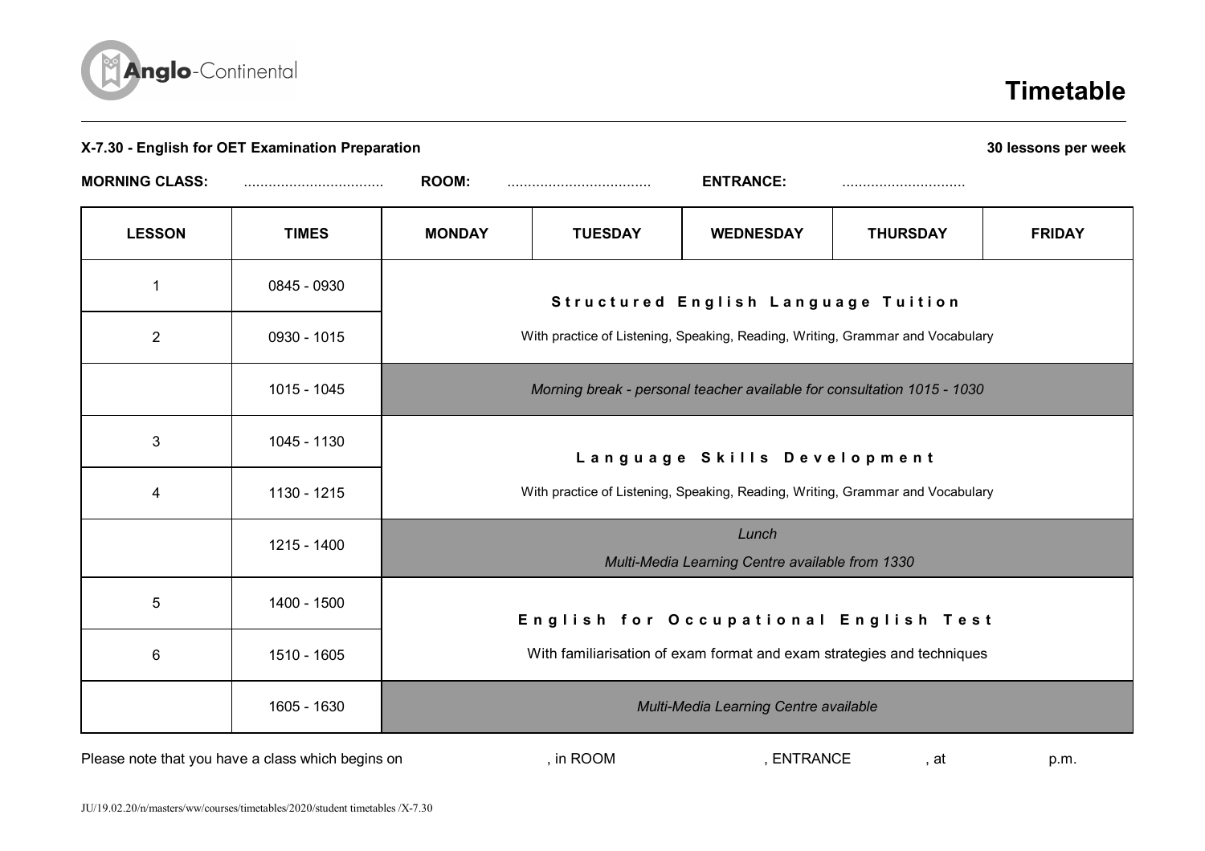Anglo-Continental

# Timetable

**X-7.30 - English for OET Examination Preparation** **30 lessons per week**

**MORNING CLASS:** .................................. **ROOM:** .................................. **ENTRANCE:** ..............................

| LESSON | TIMES | MONDAY | TUESDAY | WEDNESDAY | THURSDAY | FRIDAY |
|---|---|---|---|---|---|---|
| 1 | 0845 - 0930 | **Structured English Language Tuition** With practice of Listening, Speaking, Reading, Writing, Grammar and Vocabulary | | | | |
| 2 | 0930 - 1015 | | | | | |
| | 1015 - 1045 | *Morning break - personal teacher available for consultation 1015 - 1030* | | | | |
| 3 | 1045 - 1130 | **Language Skills Development** With practice of Listening, Speaking, Reading, Writing, Grammar and Vocabulary | | | | |
| 4 | 1130 - 1215 | | | | | |
| | 1215 - 1400 | *Lunch* *Multi-Media Learning Centre available from 1330* | | | | |
| 5 | 1400 - 1500 | **English for Occupational English Test** With familiarisation of exam format and exam strategies and techniques | | | | |
| 6 | 1510 - 1605 | | | | | |
| | 1605 - 1630 | *Multi-Media Learning Centre available* | | | | |

Please note that you have a class which begins on , in ROOM , ENTRANCE , at p.m.

JU/19.02.20/n/masters/ww/courses/timetables/2020/student timetables /X-7.30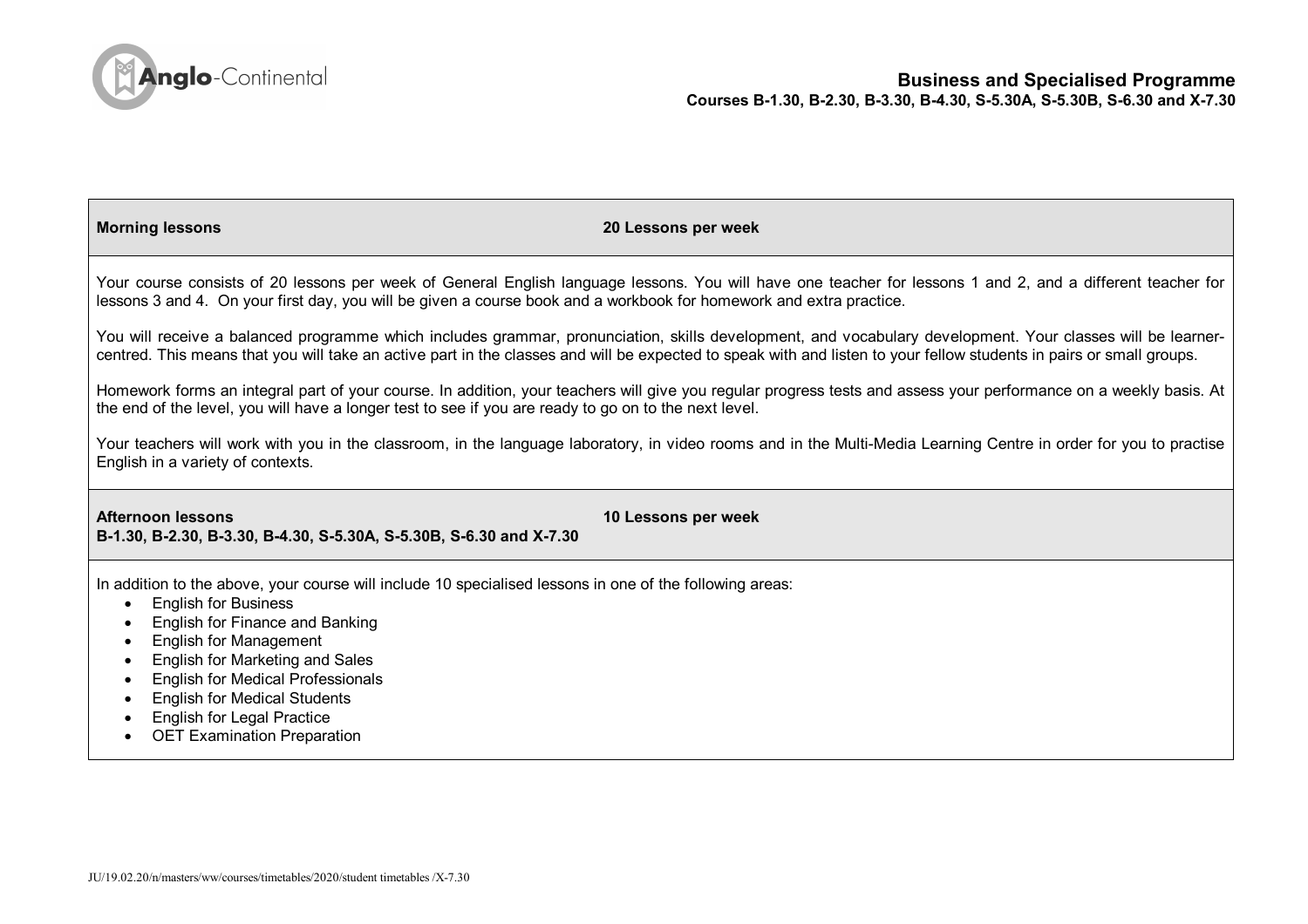**Business and Specialised Programme**
**Courses B-1.30, B-2.30, B-3.30, B-4.30, S-5.30A, S-5.30B, S-6.30 and X-7.30**

**Morning lessons** — **20 Lessons per week**

Your course consists of 20 lessons per week of General English language lessons. You will have one teacher for lessons 1 and 2, and a different teacher for lessons 3 and 4. On your first day, you will be given a course book and a workbook for homework and extra practice.

You will receive a balanced programme which includes grammar, pronunciation, skills development, and vocabulary development. Your classes will be learner-centred. This means that you will take an active part in the classes and will be expected to speak with and listen to your fellow students in pairs or small groups.

Homework forms an integral part of your course. In addition, your teachers will give you regular progress tests and assess your performance on a weekly basis. At the end of the level, you will have a longer test to see if you are ready to go on to the next level.

Your teachers will work with you in the classroom, in the language laboratory, in video rooms and in the Multi-Media Learning Centre in order for you to practise English in a variety of contexts.

**Afternoon lessons** — **10 Lessons per week**
**B-1.30, B-2.30, B-3.30, B-4.30, S-5.30A, S-5.30B, S-6.30 and X-7.30**

In addition to the above, your course will include 10 specialised lessons in one of the following areas:

- English for Business
- English for Finance and Banking
- English for Management
- English for Marketing and Sales
- English for Medical Professionals
- English for Medical Students
- English for Legal Practice
- OET Examination Preparation

JU/19.02.20/n/masters/ww/courses/timetables/2020/student timetables /X-7.30